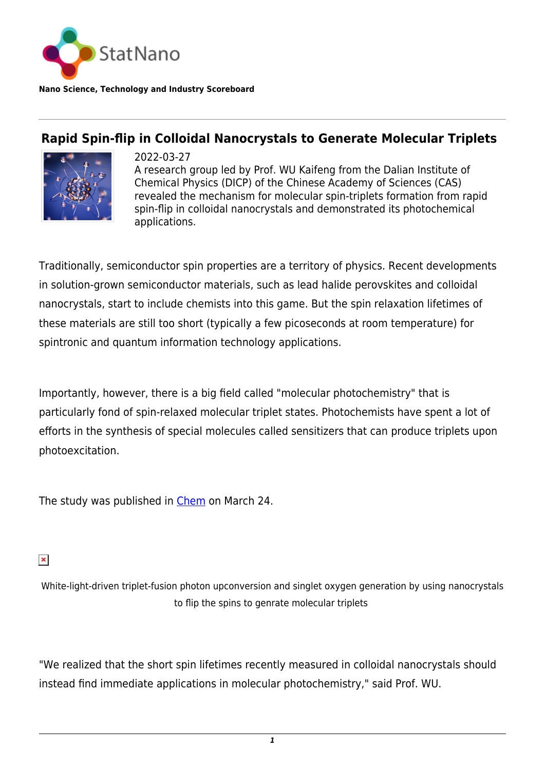StatNano

**Nano Science, Technology and Industry Scoreboard**

# Rapid Spin-flip in Colloidal Nanocrystals to Generate Molecular Triplets

2022-03-27

A research group led by Prof. WU Kaifeng from the Dalian Institute of Chemical Physics (DICP) of the Chinese Academy of Sciences (CAS) revealed the mechanism for molecular spin-triplets formation from rapid spin-flip in colloidal nanocrystals and demonstrated its photochemical applications.

Traditionally, semiconductor spin properties are a territory of physics. Recent developments in solution-grown semiconductor materials, such as lead halide perovskites and colloidal nanocrystals, start to include chemists into this game. But the spin relaxation lifetimes of these materials are still too short (typically a few picoseconds at room temperature) for spintronic and quantum information technology applications.

Importantly, however, there is a big field called "molecular photochemistry" that is particularly fond of spin-relaxed molecular triplet states. Photochemists have spent a lot of efforts in the synthesis of special molecules called sensitizers that can produce triplets upon photoexcitation.

The study was published in [Chem] on March 24.

White-light-driven triplet-fusion photon upconversion and singlet oxygen generation by using nanocrystals to flip the spins to genrate molecular triplets

"We realized that the short spin lifetimes recently measured in colloidal nanocrystals should instead find immediate applications in molecular photochemistry," said Prof. WU.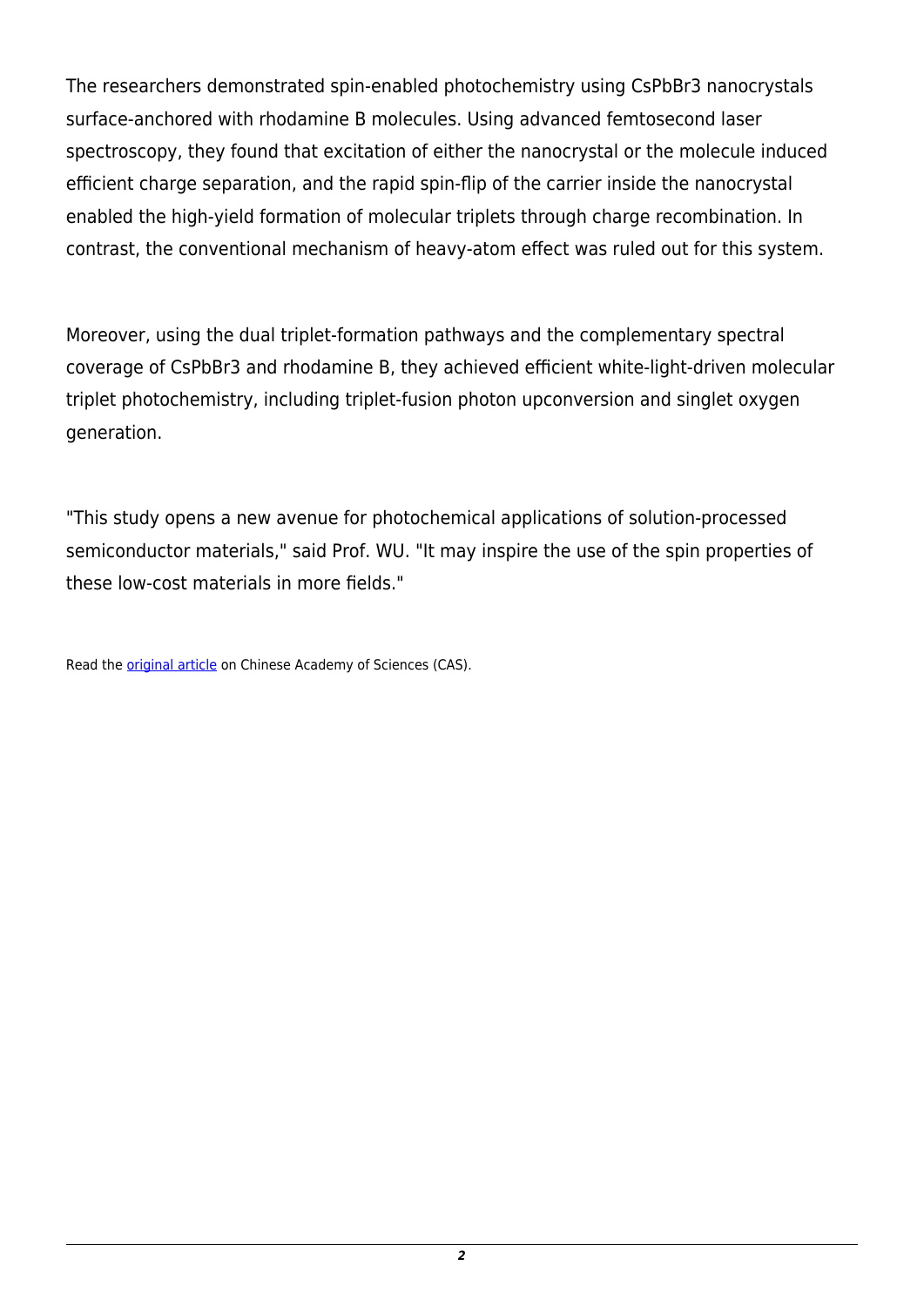The researchers demonstrated spin-enabled photochemistry using $CsPbBr_3$ nanocrystals surface-anchored with rhodamine B molecules. Using advanced femtosecond laser spectroscopy, they found that excitation of either the nanocrystal or the molecule induced efficient charge separation, and the rapid spin-flip of the carrier inside the nanocrystal enabled the high-yield formation of molecular triplets through charge recombination. In contrast, the conventional mechanism of heavy-atom effect was ruled out for this system.

Moreover, using the dual triplet-formation pathways and the complementary spectral coverage of $CsPbBr_3$ and rhodamine B, they achieved efficient white-light-driven molecular triplet photochemistry, including triplet-fusion photon upconversion and singlet oxygen generation.

"This study opens a new avenue for photochemical applications of solution-processed semiconductor materials," said Prof. WU. "It may inspire the use of the spin properties of these low-cost materials in more fields."

Read the original article on Chinese Academy of Sciences (CAS).